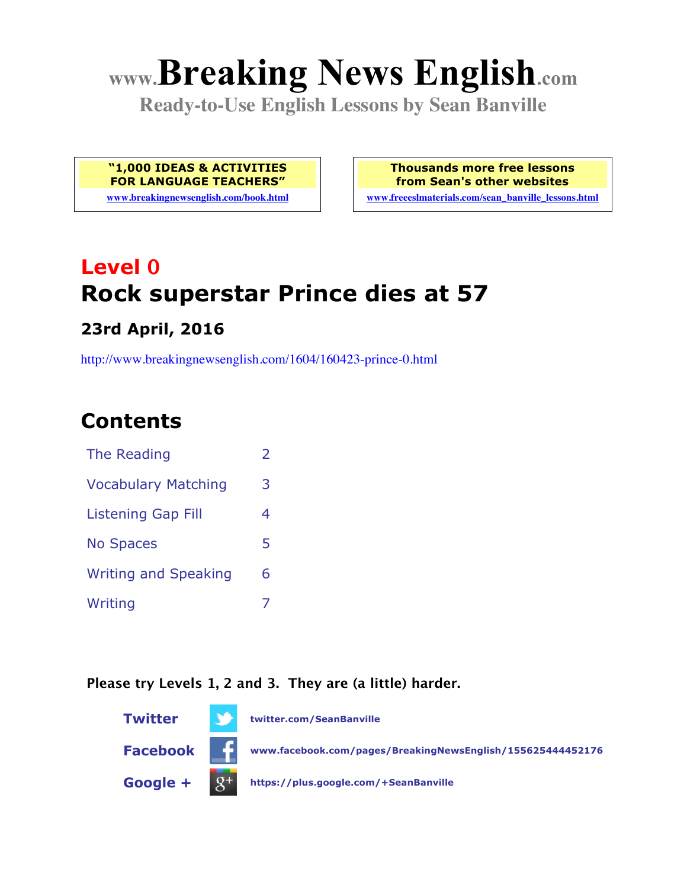# www.Breaking News English.com

**Ready-to-Use English Lessons by Sean Banville**

**"1,000 IDEAS & ACTIVITIES FOR LANGUAGE TEACHERS"**
www.breakingnewsenglish.com/book.html

**Thousands more free lessons from Sean's other websites**
www.freeeslmaterials.com/sean_banville_lessons.html

## Level 0

## Rock superstar Prince dies at 57

### 23rd April, 2016

http://www.breakingnewsenglish.com/1604/160423-prince-0.html

## Contents

| | |
|---|---|
| The Reading | 2 |
| Vocabulary Matching | 3 |
| Listening Gap Fill | 4 |
| No Spaces | 5 |
| Writing and Speaking | 6 |
| Writing | 7 |

**Please try Levels 1, 2 and 3. They are (a little) harder.**

**Twitter** twitter.com/SeanBanville

**Facebook** www.facebook.com/pages/BreakingNewsEnglish/155625444452176

**Google +** https://plus.google.com/+SeanBanville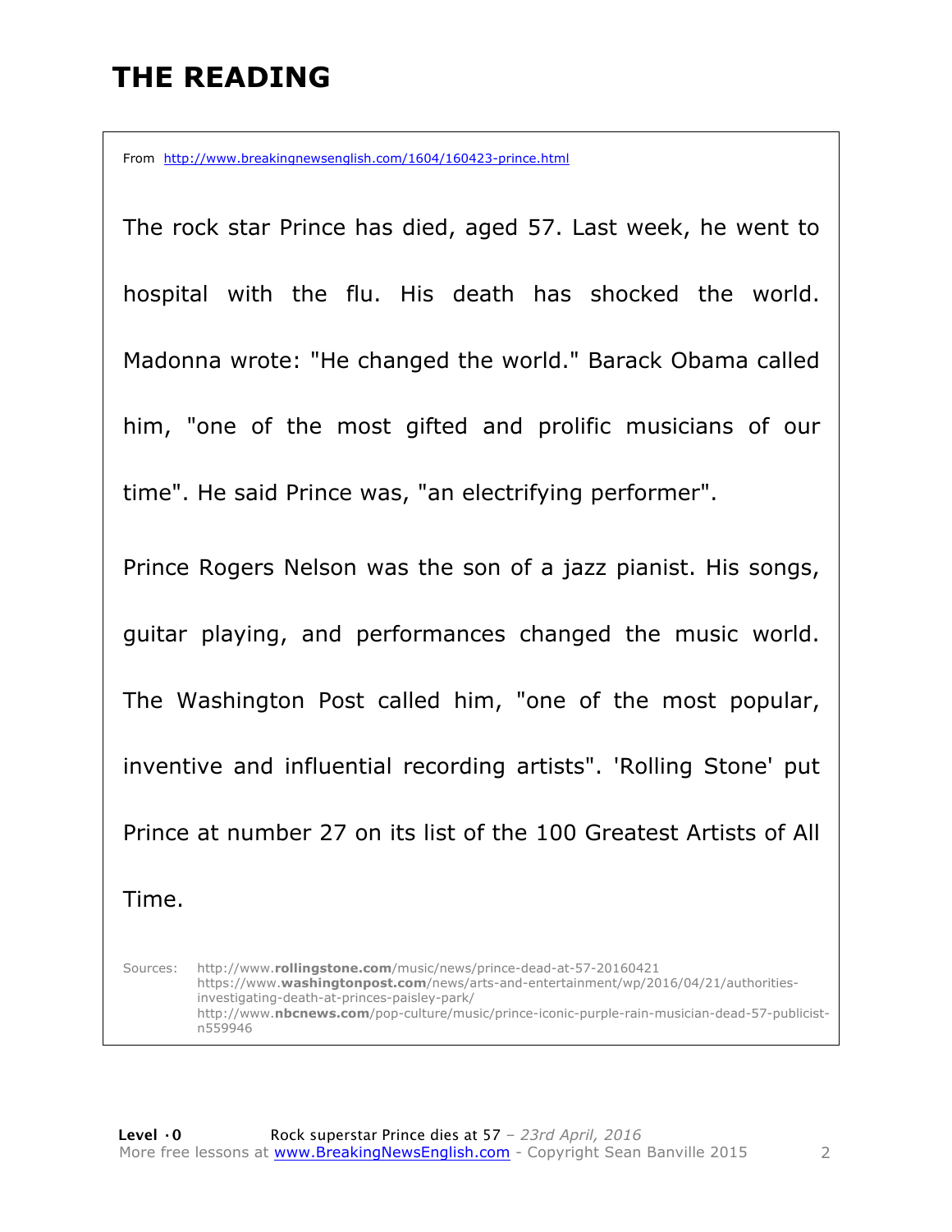# THE READING

From http://www.breakingnewsenglish.com/1604/160423-prince.html

The rock star Prince has died, aged 57. Last week, he went to hospital with the flu. His death has shocked the world. Madonna wrote: "He changed the world." Barack Obama called him, "one of the most gifted and prolific musicians of our time". He said Prince was, "an electrifying performer".

Prince Rogers Nelson was the son of a jazz pianist. His songs, guitar playing, and performances changed the music world. The Washington Post called him, "one of the most popular, inventive and influential recording artists". 'Rolling Stone' put Prince at number 27 on its list of the 100 Greatest Artists of All Time.

Sources: http://www.**rollingstone.com**/music/news/prince-dead-at-57-20160421
https://www.**washingtonpost.com**/news/arts-and-entertainment/wp/2016/04/21/authorities-investigating-death-at-princes-paisley-park/
http://www.**nbcnews.com**/pop-culture/music/prince-iconic-purple-rain-musician-dead-57-publicist-n559946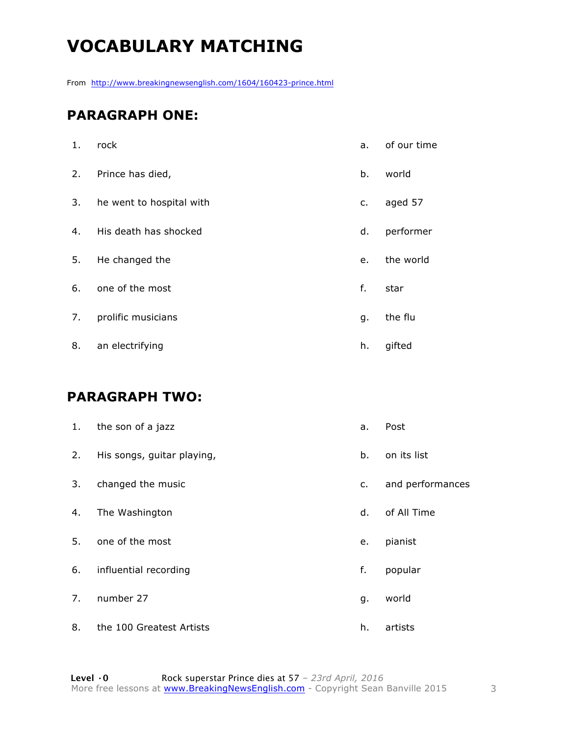# VOCABULARY MATCHING

From http://www.breakingnewsenglish.com/1604/160423-prince.html

## PARAGRAPH ONE:

| | | | |
|---|---|---|---|
| 1. | rock | a. | of our time |
| 2. | Prince has died, | b. | world |
| 3. | he went to hospital with | c. | aged 57 |
| 4. | His death has shocked | d. | performer |
| 5. | He changed the | e. | the world |
| 6. | one of the most | f. | star |
| 7. | prolific musicians | g. | the flu |
| 8. | an electrifying | h. | gifted |

## PARAGRAPH TWO:

| | | | |
|---|---|---|---|
| 1. | the son of a jazz | a. | Post |
| 2. | His songs, guitar playing, | b. | on its list |
| 3. | changed the music | c. | and performances |
| 4. | The Washington | d. | of All Time |
| 5. | one of the most | e. | pianist |
| 6. | influential recording | f. | popular |
| 7. | number 27 | g. | world |
| 8. | the 100 Greatest Artists | h. | artists |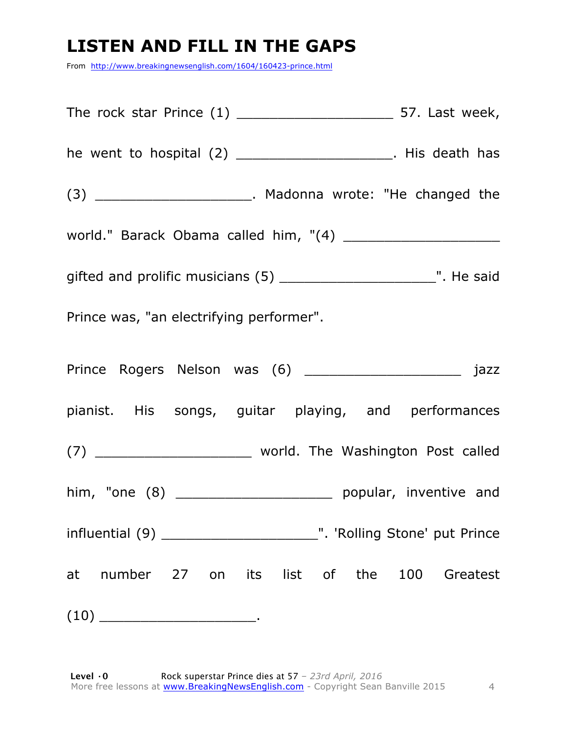# LISTEN AND FILL IN THE GAPS

From http://www.breakingnewsenglish.com/1604/160423-prince.html

The rock star Prince (1) ___________________ 57. Last week, he went to hospital (2) ___________________. His death has (3) ___________________. Madonna wrote: "He changed the world." Barack Obama called him, "(4) ___________________ gifted and prolific musicians (5) ___________________". He said Prince was, "an electrifying performer".

Prince Rogers Nelson was (6) ___________________ jazz pianist. His songs, guitar playing, and performances (7) ___________________ world. The Washington Post called him, "one (8) ___________________ popular, inventive and influential (9) ___________________". 'Rolling Stone' put Prince at number 27 on its list of the 100 Greatest (10) ___________________.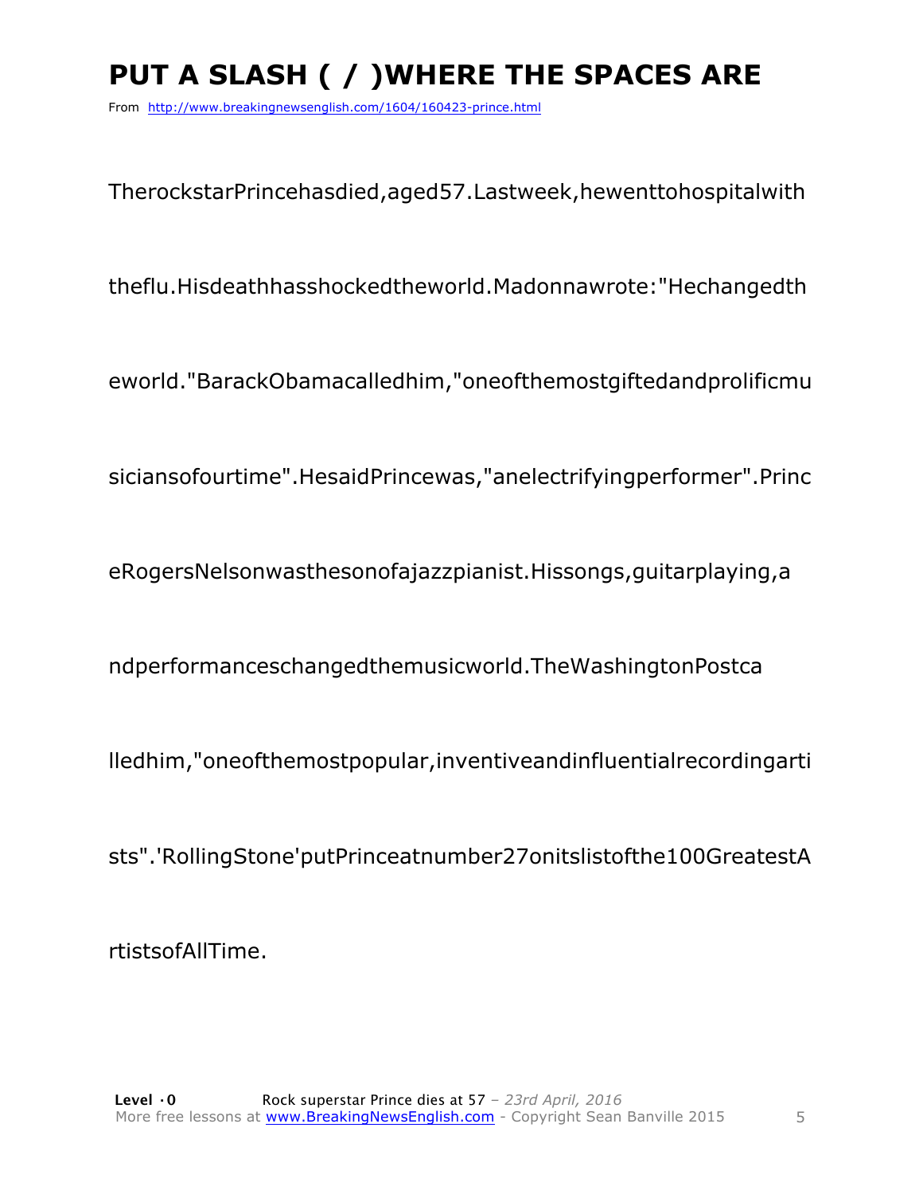# PUT A SLASH ( / )WHERE THE SPACES ARE

From http://www.breakingnewsenglish.com/1604/160423-prince.html

TherockstarPrincehasdied,aged57.Lastweek,hewenttohospitalwith

theflu.Hisdeathhasshockedtheworld.Madonnawrote:"Hechangedth

eworld."BarackObamacalledhim,"oneofthemostgiftedandprolificmu

siciansofourtime".HesaidPrincewas,"anelectrifyingperformer".Princ

eRogersNelsonwasthesonofajazzpianist.Hissongs,guitarplaying,a

ndperformanceschangedthemusicworld.TheWashingtonPostca

lledhim,"oneofthemostpopular,inventiveandinfluentialrecordingarti

sts".'RollingStone'putPrinceatnumber27onitslistofthe100GreatestA

rtistsofAllTime.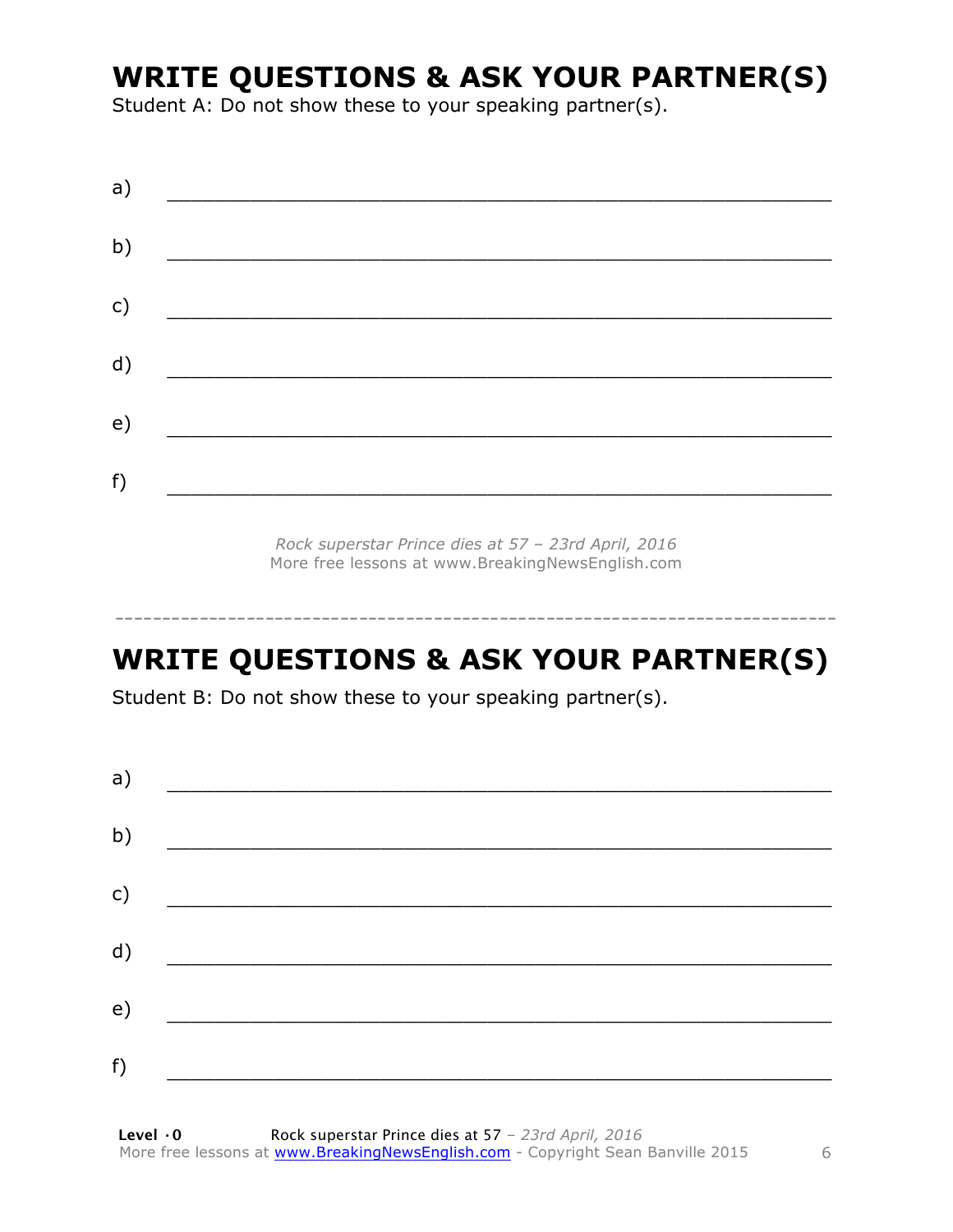## WRITE QUESTIONS & ASK YOUR PARTNER(S)

Student A: Do not show these to your speaking partner(s).

a) ___________________________________________________________

b) ___________________________________________________________

c) ___________________________________________________________

d) ___________________________________________________________

e) ___________________________________________________________

f) ___________________________________________________________

*Rock superstar Prince dies at 57 – 23rd April, 2016*
More free lessons at www.BreakingNewsEnglish.com

---------------------------------------------------------------------------

## WRITE QUESTIONS & ASK YOUR PARTNER(S)

Student B: Do not show these to your speaking partner(s).

a) ___________________________________________________________

b) ___________________________________________________________

c) ___________________________________________________________

d) ___________________________________________________________

e) ___________________________________________________________

f) ___________________________________________________________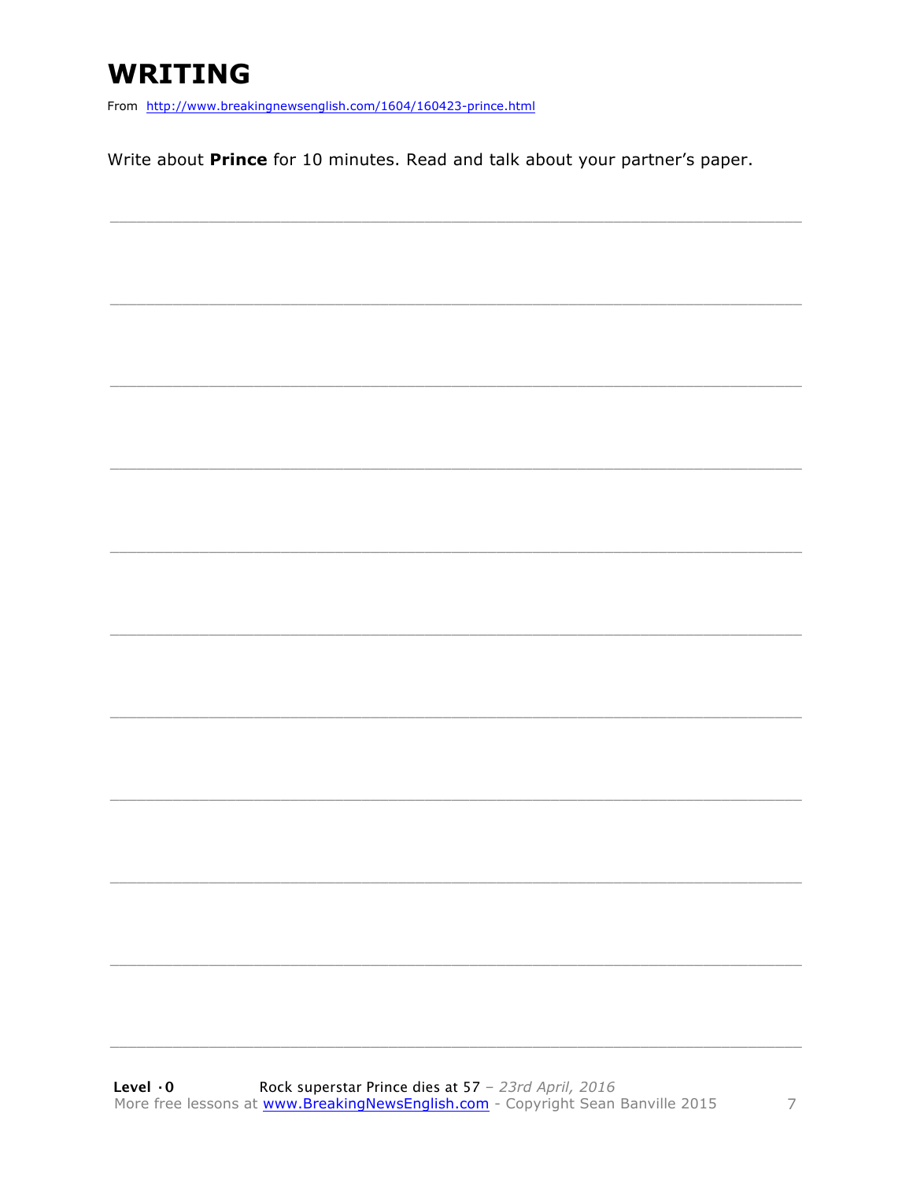# WRITING

From http://www.breakingnewsenglish.com/1604/160423-prince.html

Write about **Prince** for 10 minutes. Read and talk about your partner's paper.

___________________________________________________________________________

___________________________________________________________________________

___________________________________________________________________________

___________________________________________________________________________

___________________________________________________________________________

___________________________________________________________________________

___________________________________________________________________________

___________________________________________________________________________

___________________________________________________________________________

___________________________________________________________________________

___________________________________________________________________________